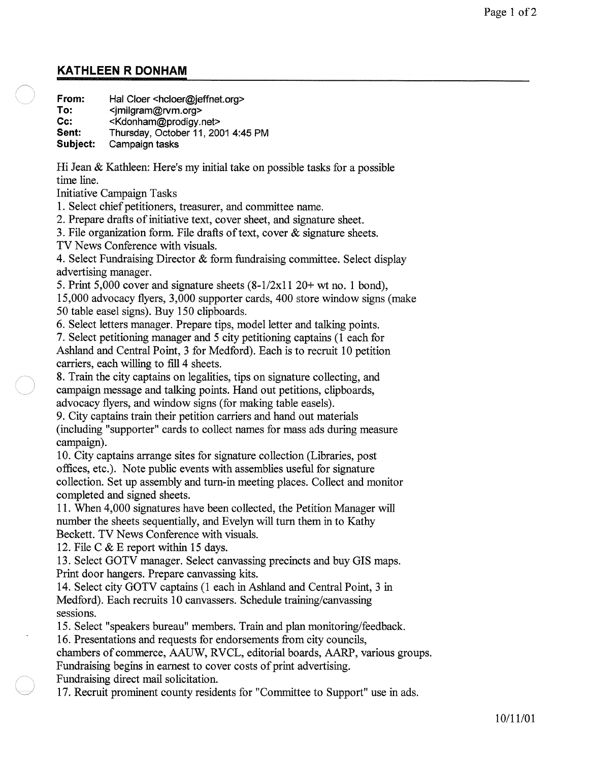## KATHLEEN R DONHAM

**From:** Hal Cloer <hcloer@jeffnet.org>
**To:** <jmilgram@rvm.org>
**Cc:** <Kdonham@prodigy.net>
**Sent:** Thursday, October 11, 2001 4:45 PM
**Subject:** Campaign tasks

Hi Jean & Kathleen: Here's my initial take on possible tasks for a possible time line.

Initiative Campaign Tasks

1. Select chief petitioners, treasurer, and committee name.
2. Prepare drafts of initiative text, cover sheet, and signature sheet.
3. File organization form. File drafts of text, cover & signature sheets. TV News Conference with visuals.
4. Select Fundraising Director & form fundraising committee. Select display advertising manager.
5. Print 5,000 cover and signature sheets (8-1/2x11 20+ wt no. 1 bond), 15,000 advocacy flyers, 3,000 supporter cards, 400 store window signs (make 50 table easel signs). Buy 150 clipboards.
6. Select letters manager. Prepare tips, model letter and talking points.
7. Select petitioning manager and 5 city petitioning captains (1 each for Ashland and Central Point, 3 for Medford). Each is to recruit 10 petition carriers, each willing to fill 4 sheets.
8. Train the city captains on legalities, tips on signature collecting, and campaign message and talking points. Hand out petitions, clipboards, advocacy flyers, and window signs (for making table easels).
9. City captains train their petition carriers and hand out materials (including "supporter" cards to collect names for mass ads during measure campaign).
10. City captains arrange sites for signature collection (Libraries, post offices, etc.). Note public events with assemblies useful for signature collection. Set up assembly and turn-in meeting places. Collect and monitor completed and signed sheets.
11. When 4,000 signatures have been collected, the Petition Manager will number the sheets sequentially, and Evelyn will turn them in to Kathy Beckett. TV News Conference with visuals.
12. File C & E report within 15 days.
13. Select GOTV manager. Select canvassing precincts and buy GIS maps. Print door hangers. Prepare canvassing kits.
14. Select city GOTV captains (1 each in Ashland and Central Point, 3 in Medford). Each recruits 10 canvassers. Schedule training/canvassing sessions.
15. Select "speakers bureau" members. Train and plan monitoring/feedback.
16. Presentations and requests for endorsements from city councils, chambers of commerce, AAUW, RVCL, editorial boards, AARP, various groups. Fundraising begins in earnest to cover costs of print advertising. Fundraising direct mail solicitation.
17. Recruit prominent county residents for "Committee to Support" use in ads.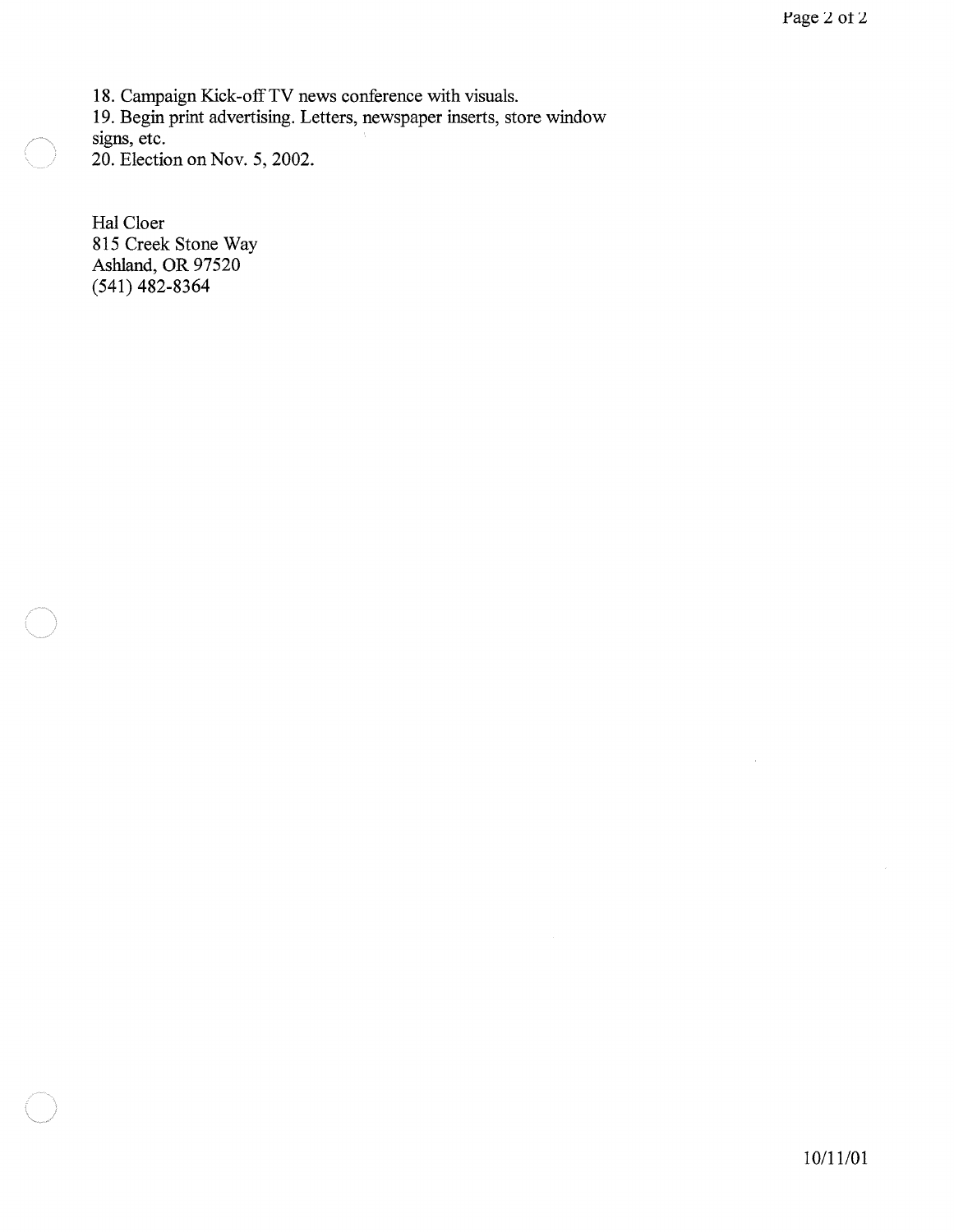18. Campaign Kick-off TV news conference with visuals.
19. Begin print advertising. Letters, newspaper inserts, store window signs, etc.
20. Election on Nov. 5, 2002.

Hal Cloer
815 Creek Stone Way
Ashland, OR 97520
(541) 482-8364

10/11/01